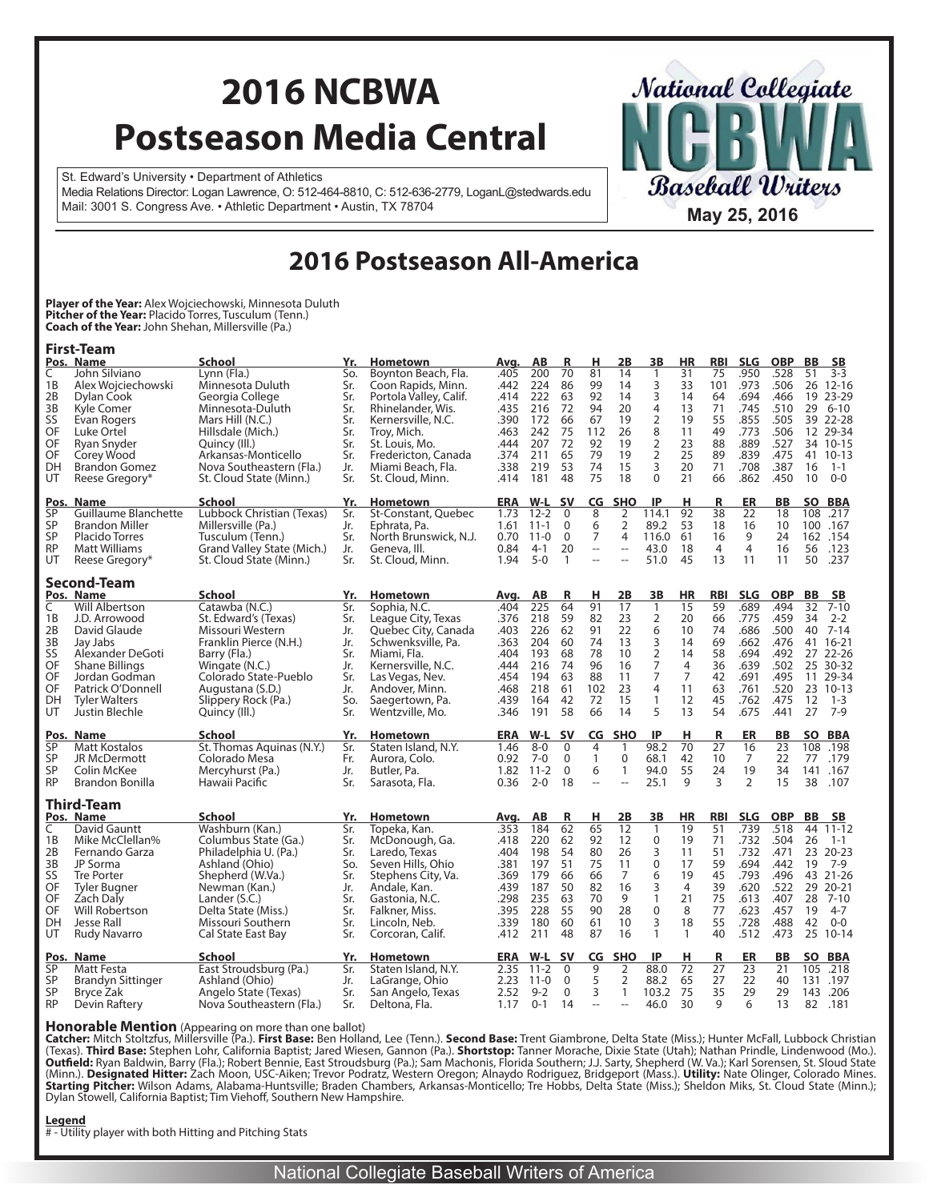# 2016 NCBWA Postseason Media Central

St. Edward's University • Department of Athletics
Media Relations Director: Logan Lawrence, O: 512-464-8810, C: 512-636-2779, LoganL@stedwards.edu
Mail: 3001 S. Congress Ave. • Athletic Department • Austin, TX 78704

National Collegiate NCBWA Baseball Writers

May 25, 2016

## 2016 Postseason All-America

**Player of the Year:** Alex Wojciechowski, Minnesota Duluth
**Pitcher of the Year:** Placido Torres, Tusculum (Tenn.)
**Coach of the Year:** John Shehan, Millersville (Pa.)

### First-Team

| Pos. | Name | School | Yr. | Hometown | Avg. | AB | R | H | 2B | 3B | HR | RBI | SLG | OBP | BB | SB |
|---|---|---|---|---|---|---|---|---|---|---|---|---|---|---|---|---|
| C | John Silviano | Lynn (Fla.) | So. | Boynton Beach, Fla. | .405 | 200 | 70 | 81 | 14 | 1 | 31 | 75 | .950 | .528 | 51 | 3-3 |
| 1B | Alex Wojciechowski | Minnesota Duluth | Sr. | Coon Rapids, Minn. | .442 | 224 | 86 | 99 | 14 | 3 | 33 | 101 | .973 | .506 | 26 | 12-16 |
| 2B | Dylan Cook | Georgia College | Sr. | Portola Valley, Calif. | .414 | 222 | 63 | 92 | 14 | 3 | 14 | 64 | .694 | .466 | 19 | 23-29 |
| 3B | Kyle Comer | Minnesota-Duluth | Sr. | Rhinelander, Wis. | .435 | 216 | 72 | 94 | 20 | 4 | 13 | 71 | .745 | .510 | 29 | 6-10 |
| SS | Evan Rogers | Mars Hill (N.C.) | Sr. | Kernersville, N.C. | .390 | 172 | 66 | 67 | 19 | 2 | 19 | 55 | .855 | .505 | 39 | 22-28 |
| OF | Luke Ortel | Hillsdale (Mich.) | Sr. | Troy, Mich. | .463 | 242 | 75 | 112 | 26 | 8 | 11 | 49 | .773 | .506 | 12 | 29-34 |
| OF | Ryan Snyder | Quincy (Ill.) | Sr. | St. Louis, Mo. | .444 | 207 | 72 | 92 | 19 | 2 | 23 | 88 | .889 | .527 | 34 | 10-15 |
| OF | Corey Wood | Arkansas-Monticello | Sr. | Fredericton, Canada | .374 | 211 | 65 | 79 | 19 | 2 | 25 | 89 | .839 | .475 | 41 | 10-13 |
| DH | Brandon Gomez | Nova Southeastern (Fla.) | Jr. | Miami Beach, Fla. | .338 | 219 | 53 | 74 | 15 | 3 | 20 | 71 | .708 | .387 | 16 | 1-1 |
| UT | Reese Gregory* | St. Cloud State (Minn.) | Sr. | St. Cloud, Minn. | .414 | 181 | 48 | 75 | 18 | 0 | 21 | 66 | .862 | .450 | 10 | 0-0 |

| Pos. | Name | School | Yr. | Hometown | ERA | W-L | SV | CG | SHO | IP | H | R | ER | BB | SO | BBA |
|---|---|---|---|---|---|---|---|---|---|---|---|---|---|---|---|---|
| SP | Guillaume Blanchette | Lubbock Christian (Texas) | Sr. | St-Constant, Quebec | 1.73 | 12-2 | 0 | 8 | 2 | 114.1 | 92 | 38 | 22 | 18 | 108 | .217 |
| SP | Brandon Miller | Millersville (Pa.) | Jr. | Ephrata, Pa. | 1.61 | 11-1 | 0 | 6 | 2 | 89.2 | 53 | 18 | 16 | 10 | 100 | .167 |
| SP | Placido Torres | Tusculum (Tenn.) | Sr. | North Brunswick, N.J. | 0.70 | 11-0 | 0 | 7 | 4 | 116.0 | 61 | 16 | 9 | 24 | 162 | .154 |
| RP | Matt Williams | Grand Valley State (Mich.) | Jr. | Geneva, Ill. | 0.84 | 4-1 | 20 | -- | -- | 43.0 | 18 | 4 | 4 | 16 | 56 | .123 |
| UT | Reese Gregory* | St. Cloud State (Minn.) | Sr. | St. Cloud, Minn. | 1.94 | 5-0 | 1 | -- | -- | 51.0 | 45 | 13 | 11 | 11 | 50 | .237 |

### Second-Team

| Pos. | Name | School | Yr. | Hometown | Avg. | AB | R | H | 2B | 3B | HR | RBI | SLG | OBP | BB | SB |
|---|---|---|---|---|---|---|---|---|---|---|---|---|---|---|---|---|
| C | Will Albertson | Catawba (N.C.) | Sr. | Sophia, N.C. | .404 | 225 | 64 | 91 | 17 | 1 | 15 | 59 | .689 | .494 | 32 | 7-10 |
| 1B | J.D. Arrowood | St. Edward's (Texas) | Sr. | League City, Texas | .376 | 218 | 59 | 82 | 23 | 2 | 20 | 66 | .775 | .459 | 34 | 2-2 |
| 2B | David Glaude | Missouri Western | Jr. | Quebec City, Canada | .403 | 226 | 62 | 91 | 22 | 6 | 10 | 74 | .686 | .500 | 40 | 7-14 |
| 3B | Jay Jabs | Franklin Pierce (N.H.) | Jr. | Schwenksville, Pa. | .363 | 204 | 60 | 74 | 13 | 3 | 14 | 69 | .662 | .476 | 41 | 16-21 |
| SS | Alexander DeGoti | Barry (Fla.) | Sr. | Miami, Fla. | .404 | 193 | 68 | 78 | 10 | 2 | 14 | 58 | .694 | .492 | 27 | 22-26 |
| OF | Shane Billings | Wingate (N.C.) | Jr. | Kernersville, N.C. | .444 | 216 | 74 | 96 | 16 | 7 | 4 | 36 | .639 | .502 | 25 | 30-32 |
| OF | Jordan Godman | Colorado State-Pueblo | Sr. | Las Vegas, Nev. | .454 | 194 | 63 | 88 | 11 | 7 | 7 | 42 | .691 | .495 | 11 | 29-34 |
| OF | Patrick O'Donnell | Augustana (S.D.) | Jr. | Andover, Minn. | .468 | 218 | 61 | 102 | 23 | 4 | 11 | 63 | .761 | .520 | 23 | 10-13 |
| DH | Tyler Walters | Slippery Rock (Pa.) | So. | Saegertown, Pa. | .439 | 164 | 42 | 72 | 15 | 1 | 12 | 45 | .762 | .475 | 12 | 1-3 |
| UT | Justin Blechle | Quincy (Ill.) | Sr. | Wentzville, Mo. | .346 | 191 | 58 | 66 | 14 | 5 | 13 | 54 | .675 | .441 | 27 | 7-9 |

| Pos. | Name | School | Yr. | Hometown | ERA | W-L | SV | CG | SHO | IP | H | R | ER | BB | SO | BBA |
|---|---|---|---|---|---|---|---|---|---|---|---|---|---|---|---|---|
| SP | Matt Kostalos | St. Thomas Aquinas (N.Y.) | Sr. | Staten Island, N.Y. | 1.46 | 8-0 | 0 | 4 | 1 | 98.2 | 70 | 27 | 16 | 23 | 108 | .198 |
| SP | JR McDermott | Colorado Mesa | Fr. | Aurora, Colo. | 0.92 | 7-0 | 0 | 1 | 0 | 68.1 | 42 | 10 | 7 | 22 | 77 | .179 |
| SP | Colin McKee | Mercyhurst (Pa.) | Jr. | Butler, Pa. | 1.82 | 11-2 | 0 | 6 | 1 | 94.0 | 55 | 24 | 19 | 34 | 141 | .167 |
| RP | Brandon Bonilla | Hawaii Pacific | Sr. | Sarasota, Fla. | 0.36 | 2-0 | 18 | -- | -- | 25.1 | 9 | 3 | 2 | 15 | 38 | .107 |

### Third-Team

| Pos. | Name | School | Yr. | Hometown | Avg. | AB | R | H | 2B | 3B | HR | RBI | SLG | OBP | BB | SB |
|---|---|---|---|---|---|---|---|---|---|---|---|---|---|---|---|---|
| C | David Gauntt | Washburn (Kan.) | Sr. | Topeka, Kan. | .353 | 184 | 62 | 65 | 12 | 1 | 19 | 51 | .739 | .518 | 44 | 11-12 |
| 1B | Mike McClellan% | Columbus State (Ga.) | Sr. | McDonough, Ga. | .418 | 220 | 62 | 92 | 12 | 0 | 19 | 71 | .732 | .504 | 26 | 1-1 |
| 2B | Fernando Garza | Philadelphia U. (Pa.) | Sr. | Laredo, Texas | .404 | 198 | 54 | 80 | 26 | 3 | 11 | 51 | .732 | .471 | 23 | 20-23 |
| 3B | JP Sorma | Ashland (Ohio) | So. | Seven Hills, Ohio | .381 | 197 | 51 | 75 | 11 | 0 | 17 | 59 | .694 | .442 | 19 | 7-9 |
| SS | Tre Porter | Shepherd (W.Va.) | Sr. | Stephens City, Va. | .369 | 179 | 66 | 66 | 7 | 6 | 19 | 45 | .793 | .496 | 43 | 21-26 |
| OF | Tyler Bugner | Newman (Kan.) | Jr. | Andale, Kan. | .439 | 187 | 50 | 82 | 16 | 3 | 4 | 39 | .620 | .522 | 29 | 20-21 |
| OF | Zach Daly | Lander (S.C.) | Sr. | Gastonia, N.C. | .298 | 235 | 63 | 70 | 9 | 1 | 21 | 75 | .613 | .407 | 28 | 7-10 |
| OF | Will Robertson | Delta State (Miss.) | Sr. | Falkner, Miss. | .395 | 228 | 55 | 90 | 28 | 0 | 8 | 77 | .623 | .457 | 19 | 4-7 |
| DH | Jesse Rall | Missouri Southern | Sr. | Lincoln, Neb. | .339 | 180 | 60 | 61 | 10 | 3 | 18 | 55 | .728 | .488 | 42 | 0-0 |
| UT | Rudy Navarro | Cal State East Bay | Sr. | Corcoran, Calif. | .412 | 211 | 48 | 87 | 16 | 1 | 1 | 40 | .512 | .473 | 25 | 10-14 |

| Pos. | Name | School | Yr. | Hometown | ERA | W-L | SV | CG | SHO | IP | H | R | ER | BB | SO | BBA |
|---|---|---|---|---|---|---|---|---|---|---|---|---|---|---|---|---|
| SP | Matt Festa | East Stroudsburg (Pa.) | Sr. | Staten Island, N.Y. | 2.35 | 11-2 | 0 | 9 | 2 | 88.0 | 72 | 27 | 23 | 21 | 105 | .218 |
| SP | Brandyn Sittinger | Ashland (Ohio) | Jr. | LaGrange, Ohio | 2.23 | 11-0 | 0 | 5 | 2 | 88.2 | 65 | 27 | 22 | 40 | 131 | .197 |
| SP | Bryce Zak | Angelo State (Texas) | Sr. | San Angelo, Texas | 2.52 | 9-2 | 0 | 3 | 1 | 103.2 | 75 | 35 | 29 | 29 | 143 | .206 |
| RP | Devin Raftery | Nova Southeastern (Fla.) | Sr. | Deltona, Fla. | 1.17 | 0-1 | 14 | -- | -- | 46.0 | 30 | 9 | 6 | 13 | 82 | .181 |

### Honorable Mention (Appearing on more than one ballot)

**Catcher:** Mitch Stoltzfus, Millersville (Pa.). **First Base:** Ben Holland, Lee (Tenn.). **Second Base:** Trent Giambrone, Delta State (Miss.); Hunter McFall, Lubbock Christian (Texas). **Third Base:** Stephen Lohr, California Baptist; Jared Wiesen, Gannon (Pa.). **Shortstop:** Tanner Morache, Dixie State (Utah); Nathan Prindle, Lindenwood (Mo.). **Outfield:** Ryan Baldwin, Barry (Fla.); Robert Bennie, East Stroudsburg (Pa.); Sam Machonis, Florida Southern; J.J. Sarty, Shepherd (W. Va.); Karl Sorensen, St. Sloud State (Minn.). **Designated Hitter:** Zach Moon, USC-Aiken; Trevor Podratz, Western Oregon; Alnaydo Rodriguez, Bridgeport (Mass.). **Utility:** Nate Olinger, Colorado Mines. **Starting Pitcher:** Wilson Adams, Alabama-Huntsville; Braden Chambers, Arkansas-Monticello; Tre Hobbs, Delta State (Miss.); Sheldon Miks, St. Cloud State (Minn.); Dylan Stowell, California Baptist; Tim Viehoff, Southern New Hampshire.

**Legend**
# - Utility player with both Hitting and Pitching Stats

National Collegiate Baseball Writers of America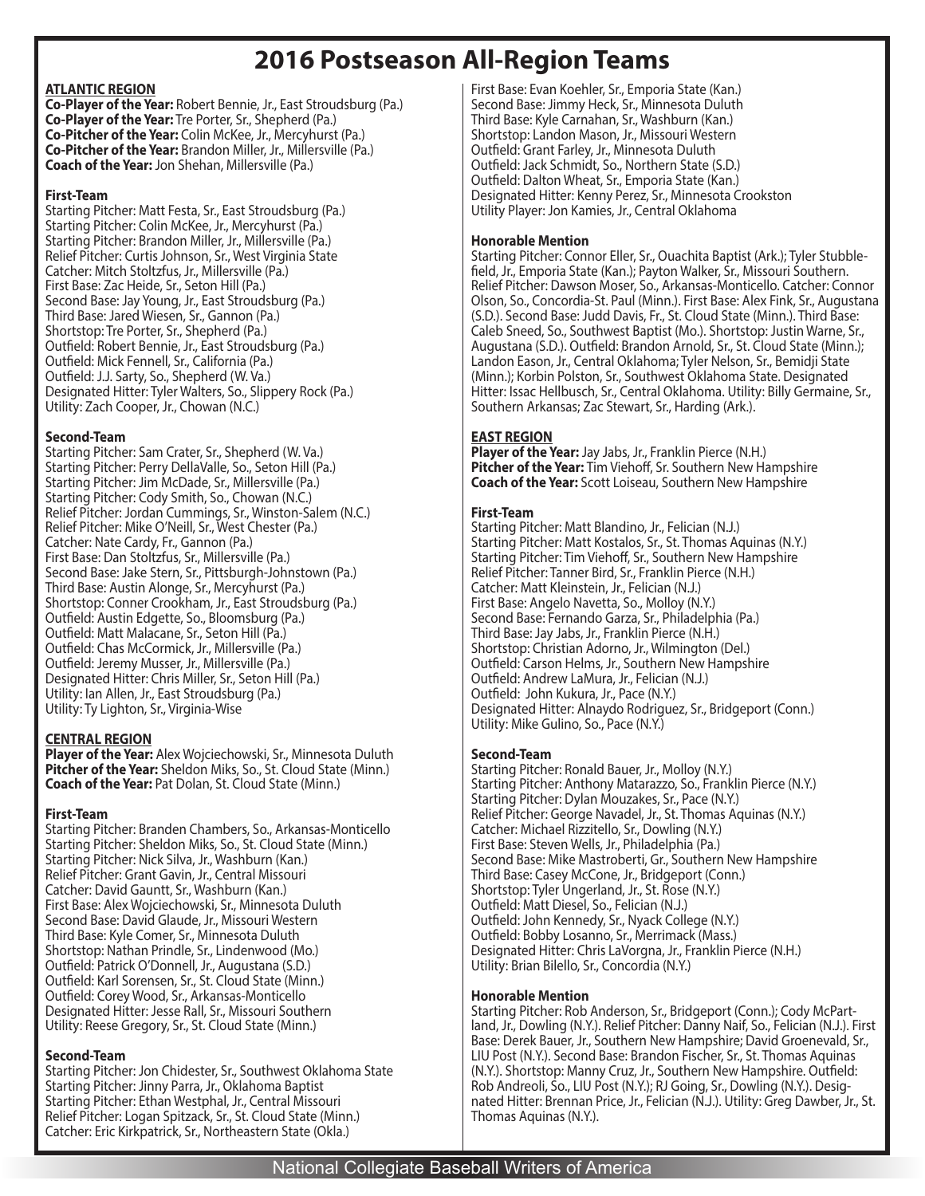# 2016 Postseason All-Region Teams

## ATLANTIC REGION

**Co-Player of the Year:** Robert Bennie, Jr., East Stroudsburg (Pa.)
**Co-Player of the Year:** Tre Porter, Sr., Shepherd (Pa.)
**Co-Pitcher of the Year:** Colin McKee, Jr., Mercyhurst (Pa.)
**Co-Pitcher of the Year:** Brandon Miller, Jr., Millersville (Pa.)
**Coach of the Year:** Jon Shehan, Millersville (Pa.)

### First-Team

Starting Pitcher: Matt Festa, Sr., East Stroudsburg (Pa.)
Starting Pitcher: Colin McKee, Jr., Mercyhurst (Pa.)
Starting Pitcher: Brandon Miller, Jr., Millersville (Pa.)
Relief Pitcher: Curtis Johnson, Sr., West Virginia State
Catcher: Mitch Stoltzfus, Jr., Millersville (Pa.)
First Base: Zac Heide, Sr., Seton Hill (Pa.)
Second Base: Jay Young, Jr., East Stroudsburg (Pa.)
Third Base: Jared Wiesen, Sr., Gannon (Pa.)
Shortstop: Tre Porter, Sr., Shepherd (Pa.)
Outfield: Robert Bennie, Jr., East Stroudsburg (Pa.)
Outfield: Mick Fennell, Sr., California (Pa.)
Outfield: J.J. Sarty, So., Shepherd (W. Va.)
Designated Hitter: Tyler Walters, So., Slippery Rock (Pa.)
Utility: Zach Cooper, Jr., Chowan (N.C.)

### Second-Team

Starting Pitcher: Sam Crater, Sr., Shepherd (W. Va.)
Starting Pitcher: Perry DellaValle, So., Seton Hill (Pa.)
Starting Pitcher: Jim McDade, Sr., Millersville (Pa.)
Starting Pitcher: Cody Smith, So., Chowan (N.C.)
Relief Pitcher: Jordan Cummings, Sr., Winston-Salem (N.C.)
Relief Pitcher: Mike O'Neill, Sr., West Chester (Pa.)
Catcher: Nate Cardy, Fr., Gannon (Pa.)
First Base: Dan Stoltzfus, Sr., Millersville (Pa.)
Second Base: Jake Stern, Sr., Pittsburgh-Johnstown (Pa.)
Third Base: Austin Alonge, Sr., Mercyhurst (Pa.)
Shortstop: Conner Crookham, Jr., East Stroudsburg (Pa.)
Outfield: Austin Edgette, So., Bloomsburg (Pa.)
Outfield: Matt Malacane, Sr., Seton Hill (Pa.)
Outfield: Chas McCormick, Jr., Millersville (Pa.)
Outfield: Jeremy Musser, Jr., Millersville (Pa.)
Designated Hitter: Chris Miller, Sr., Seton Hill (Pa.)
Utility: Ian Allen, Jr., East Stroudsburg (Pa.)
Utility: Ty Lighton, Sr., Virginia-Wise

## CENTRAL REGION

**Player of the Year:** Alex Wojciechowski, Sr., Minnesota Duluth
**Pitcher of the Year:** Sheldon Miks, So., St. Cloud State (Minn.)
**Coach of the Year:** Pat Dolan, St. Cloud State (Minn.)

### First-Team

Starting Pitcher: Branden Chambers, So., Arkansas-Monticello
Starting Pitcher: Sheldon Miks, So., St. Cloud State (Minn.)
Starting Pitcher: Nick Silva, Jr., Washburn (Kan.)
Relief Pitcher: Grant Gavin, Jr., Central Missouri
Catcher: David Gauntt, Sr., Washburn (Kan.)
First Base: Alex Wojciechowski, Sr., Minnesota Duluth
Second Base: David Glaude, Jr., Missouri Western
Third Base: Kyle Comer, Sr., Minnesota Duluth
Shortstop: Nathan Prindle, Sr., Lindenwood (Mo.)
Outfield: Patrick O'Donnell, Jr., Augustana (S.D.)
Outfield: Karl Sorensen, Sr., St. Cloud State (Minn.)
Outfield: Corey Wood, Sr., Arkansas-Monticello
Designated Hitter: Jesse Rall, Sr., Missouri Southern
Utility: Reese Gregory, Sr., St. Cloud State (Minn.)

### Second-Team

Starting Pitcher: Jon Chidester, Sr., Southwest Oklahoma State
Starting Pitcher: Jinny Parra, Jr., Oklahoma Baptist
Starting Pitcher: Ethan Westphal, Jr., Central Missouri
Relief Pitcher: Logan Spitzack, Sr., St. Cloud State (Minn.)
Catcher: Eric Kirkpatrick, Sr., Northeastern State (Okla.)
First Base: Evan Koehler, Sr., Emporia State (Kan.)
Second Base: Jimmy Heck, Sr., Minnesota Duluth
Third Base: Kyle Carnahan, Sr., Washburn (Kan.)
Shortstop: Landon Mason, Jr., Missouri Western
Outfield: Grant Farley, Jr., Minnesota Duluth
Outfield: Jack Schmidt, So., Northern State (S.D.)
Outfield: Dalton Wheat, Sr., Emporia State (Kan.)
Designated Hitter: Kenny Perez, Sr., Minnesota Crookston
Utility Player: Jon Kamies, Jr., Central Oklahoma

### Honorable Mention

Starting Pitcher: Connor Eller, Sr., Ouachita Baptist (Ark.); Tyler Stubblefield, Jr., Emporia State (Kan.); Payton Walker, Sr., Missouri Southern. Relief Pitcher: Dawson Moser, So., Arkansas-Monticello. Catcher: Connor Olson, So., Concordia-St. Paul (Minn.). First Base: Alex Fink, Sr., Augustana (S.D.). Second Base: Judd Davis, Fr., St. Cloud State (Minn.). Third Base: Caleb Sneed, So., Southwest Baptist (Mo.). Shortstop: Justin Warne, Sr., Augustana (S.D.). Outfield: Brandon Arnold, Sr., St. Cloud State (Minn.); Landon Eason, Jr., Central Oklahoma; Tyler Nelson, Sr., Bemidji State (Minn.); Korbin Polston, Sr., Southwest Oklahoma State. Designated Hitter: Issac Hellbusch, Sr., Central Oklahoma. Utility: Billy Germaine, Sr., Southern Arkansas; Zac Stewart, Sr., Harding (Ark.).

## EAST REGION

**Player of the Year:** Jay Jabs, Jr., Franklin Pierce (N.H.)
**Pitcher of the Year:** Tim Viehoff, Sr. Southern New Hampshire
**Coach of the Year:** Scott Loiseau, Southern New Hampshire

### First-Team

Starting Pitcher: Matt Blandino, Jr., Felician (N.J.)
Starting Pitcher: Matt Kostalos, Sr., St. Thomas Aquinas (N.Y.)
Starting Pitcher: Tim Viehoff, Sr., Southern New Hampshire
Relief Pitcher: Tanner Bird, Sr., Franklin Pierce (N.H.)
Catcher: Matt Kleinstein, Jr., Felician (N.J.)
First Base: Angelo Navetta, So., Molloy (N.Y.)
Second Base: Fernando Garza, Sr., Philadelphia (Pa.)
Third Base: Jay Jabs, Jr., Franklin Pierce (N.H.)
Shortstop: Christian Adorno, Jr., Wilmington (Del.)
Outfield: Carson Helms, Jr., Southern New Hampshire
Outfield: Andrew LaMura, Jr., Felician (N.J.)
Outfield: John Kukura, Jr., Pace (N.Y.)
Designated Hitter: Alnaydo Rodriguez, Sr., Bridgeport (Conn.)
Utility: Mike Gulino, So., Pace (N.Y.)

### Second-Team

Starting Pitcher: Ronald Bauer, Jr., Molloy (N.Y.)
Starting Pitcher: Anthony Matarazzo, So., Franklin Pierce (N.Y.)
Starting Pitcher: Dylan Mouzakes, Sr., Pace (N.Y.)
Relief Pitcher: George Navadel, Jr., St. Thomas Aquinas (N.Y.)
Catcher: Michael Rizzitello, Sr., Dowling (N.Y.)
First Base: Steven Wells, Jr., Philadelphia (Pa.)
Second Base: Mike Mastroberti, Gr., Southern New Hampshire
Third Base: Casey McCone, Jr., Bridgeport (Conn.)
Shortstop: Tyler Ungerland, Jr., St. Rose (N.Y.)
Outfield: Matt Diesel, So., Felician (N.J.)
Outfield: John Kennedy, Sr., Nyack College (N.Y.)
Outfield: Bobby Losanno, Sr., Merrimack (Mass.)
Designated Hitter: Chris LaVorgna, Jr., Franklin Pierce (N.H.)
Utility: Brian Bilello, Sr., Concordia (N.Y.)

### Honorable Mention

Starting Pitcher: Rob Anderson, Sr., Bridgeport (Conn.); Cody McPartland, Jr., Dowling (N.Y.). Relief Pitcher: Danny Naif, So., Felician (N.J.). First Base: Derek Bauer, Jr., Southern New Hampshire; David Groenevald, Sr., LIU Post (N.Y.). Second Base: Brandon Fischer, Sr., St. Thomas Aquinas (N.Y.). Shortstop: Manny Cruz, Jr., Southern New Hampshire. Outfield: Rob Andreoli, So., LIU Post (N.Y.); RJ Going, Sr., Dowling (N.Y.). Designated Hitter: Brennan Price, Jr., Felician (N.J.). Utility: Greg Dawber, Jr., St. Thomas Aquinas (N.Y.).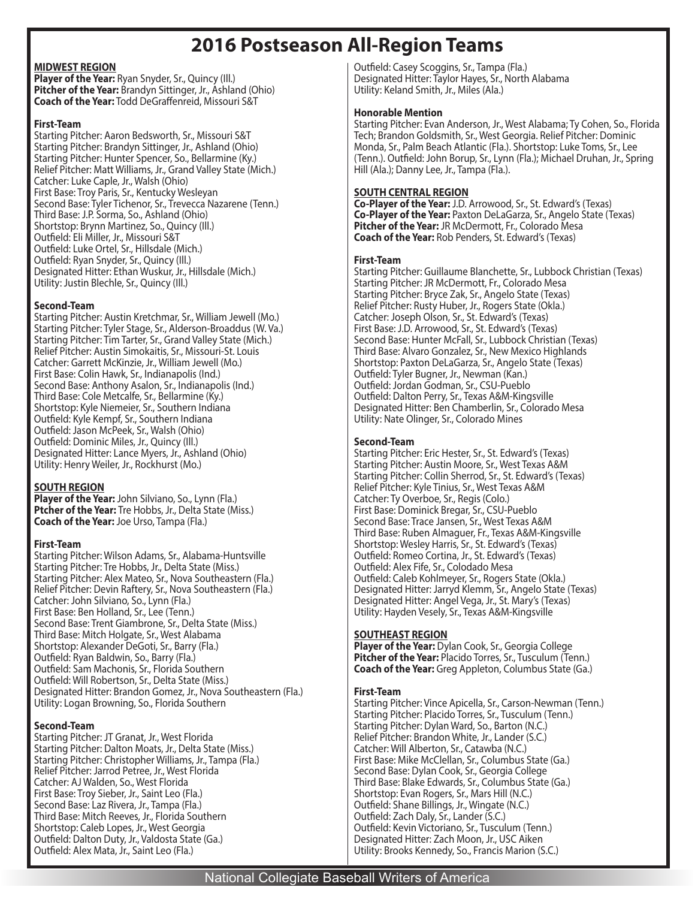# 2016 Postseason All-Region Teams

## MIDWEST REGION

**Player of the Year:** Ryan Snyder, Sr., Quincy (Ill.)
**Pitcher of the Year:** Brandyn Sittinger, Jr., Ashland (Ohio)
**Coach of the Year:** Todd DeGraffenreid, Missouri S&T

### First-Team

Starting Pitcher: Aaron Bedsworth, Sr., Missouri S&T
Starting Pitcher: Brandyn Sittinger, Jr., Ashland (Ohio)
Starting Pitcher: Hunter Spencer, So., Bellarmine (Ky.)
Relief Pitcher: Matt Williams, Jr., Grand Valley State (Mich.)
Catcher: Luke Caple, Jr., Walsh (Ohio)
First Base: Troy Paris, Sr., Kentucky Wesleyan
Second Base: Tyler Tichenor, Sr., Trevecca Nazarene (Tenn.)
Third Base: J.P. Sorma, So., Ashland (Ohio)
Shortstop: Brynn Martinez, So., Quincy (Ill.)
Outfield: Eli Miller, Jr., Missouri S&T
Outfield: Luke Ortel, Sr., Hillsdale (Mich.)
Outfield: Ryan Snyder, Sr., Quincy (Ill.)
Designated Hitter: Ethan Wuskur, Jr., Hillsdale (Mich.)
Utility: Justin Blechle, Sr., Quincy (Ill.)

### Second-Team

Starting Pitcher: Austin Kretchmar, Sr., William Jewell (Mo.)
Starting Pitcher: Tyler Stage, Sr., Alderson-Broaddus (W. Va.)
Starting Pitcher: Tim Tarter, Sr., Grand Valley State (Mich.)
Relief Pitcher: Austin Simokaitis, Sr., Missouri-St. Louis
Catcher: Garrett McKinzie, Jr., William Jewell (Mo.)
First Base: Colin Hawk, Sr., Indianapolis (Ind.)
Second Base: Anthony Asalon, Sr., Indianapolis (Ind.)
Third Base: Cole Metcalfe, Sr., Bellarmine (Ky.)
Shortstop: Kyle Niemeier, Sr., Southern Indiana
Outfield: Kyle Kempf, Sr., Southern Indiana
Outfield: Jason McPeek, Sr., Walsh (Ohio)
Outfield: Dominic Miles, Jr., Quincy (Ill.)
Designated Hitter: Lance Myers, Jr., Ashland (Ohio)
Utility: Henry Weiler, Jr., Rockhurst (Mo.)

## SOUTH REGION

**Player of the Year:** John Silviano, So., Lynn (Fla.)
**Ptcher of the Year:** Tre Hobbs, Jr., Delta State (Miss.)
**Coach of the Year:** Joe Urso, Tampa (Fla.)

### First-Team

Starting Pitcher: Wilson Adams, Sr., Alabama-Huntsville
Starting Pitcher: Tre Hobbs, Jr., Delta State (Miss.)
Starting Pitcher: Alex Mateo, Sr., Nova Southeastern (Fla.)
Relief Pitcher: Devin Raftery, Sr., Nova Southeastern (Fla.)
Catcher: John Silviano, So., Lynn (Fla.)
First Base: Ben Holland, Sr., Lee (Tenn.)
Second Base: Trent Giambrone, Sr., Delta State (Miss.)
Third Base: Mitch Holgate, Sr., West Alabama
Shortstop: Alexander DeGoti, Sr., Barry (Fla.)
Outfield: Ryan Baldwin, So., Barry (Fla.)
Outfield: Sam Machonis, Sr., Florida Southern
Outfield: Will Robertson, Sr., Delta State (Miss.)
Designated Hitter: Brandon Gomez, Jr., Nova Southeastern (Fla.)
Utility: Logan Browning, So., Florida Southern

### Second-Team

Starting Pitcher: JT Granat, Jr., West Florida
Starting Pitcher: Dalton Moats, Jr., Delta State (Miss.)
Starting Pitcher: Christopher Williams, Jr., Tampa (Fla.)
Relief Pitcher: Jarrod Petree, Jr., West Florida
Catcher: AJ Walden, So., West Florida
First Base: Troy Sieber, Jr., Saint Leo (Fla.)
Second Base: Laz Rivera, Jr., Tampa (Fla.)
Third Base: Mitch Reeves, Jr., Florida Southern
Shortstop: Caleb Lopes, Jr., West Georgia
Outfield: Dalton Duty, Jr., Valdosta State (Ga.)
Outfield: Alex Mata, Jr., Saint Leo (Fla.)
Outfield: Casey Scoggins, Sr., Tampa (Fla.)
Designated Hitter: Taylor Hayes, Sr., North Alabama
Utility: Keland Smith, Jr., Miles (Ala.)

### Honorable Mention

Starting Pitcher: Evan Anderson, Jr., West Alabama; Ty Cohen, So., Florida Tech; Brandon Goldsmith, Sr., West Georgia. Relief Pitcher: Dominic Monda, Sr., Palm Beach Atlantic (Fla.). Shortstop: Luke Toms, Sr., Lee (Tenn.). Outfield: John Borup, Sr., Lynn (Fla.); Michael Druhan, Jr., Spring Hill (Ala.); Danny Lee, Jr., Tampa (Fla.).

## SOUTH CENTRAL REGION

**Co-Player of the Year:** J.D. Arrowood, Sr., St. Edward's (Texas)
**Co-Player of the Year:** Paxton DeLaGarza, Sr., Angelo State (Texas)
**Pitcher of the Year:** JR McDermott, Fr., Colorado Mesa
**Coach of the Year:** Rob Penders, St. Edward's (Texas)

### First-Team

Starting Pitcher: Guillaume Blanchette, Sr., Lubbock Christian (Texas)
Starting Pitcher: JR McDermott, Fr., Colorado Mesa
Starting Pitcher: Bryce Zak, Sr., Angelo State (Texas)
Relief Pitcher: Rusty Huber, Jr., Rogers State (Okla.)
Catcher: Joseph Olson, Sr., St. Edward's (Texas)
First Base: J.D. Arrowood, Sr., St. Edward's (Texas)
Second Base: Hunter McFall, Sr., Lubbock Christian (Texas)
Third Base: Alvaro Gonzalez, Sr., New Mexico Highlands
Shortstop: Paxton DeLaGarza, Sr., Angelo State (Texas)
Outfield: Tyler Bugner, Jr., Newman (Kan.)
Outfield: Jordan Godman, Sr., CSU-Pueblo
Outfield: Dalton Perry, Sr., Texas A&M-Kingsville
Designated Hitter: Ben Chamberlin, Sr., Colorado Mesa
Utility: Nate Olinger, Sr., Colorado Mines

### Second-Team

Starting Pitcher: Eric Hester, Sr., St. Edward's (Texas)
Starting Pitcher: Austin Moore, Sr., West Texas A&M
Starting Pitcher: Collin Sherrod, Sr., St. Edward's (Texas)
Relief Pitcher: Kyle Tinius, Sr., West Texas A&M
Catcher: Ty Overboe, Sr., Regis (Colo.)
First Base: Dominick Bregar, Sr., CSU-Pueblo
Second Base: Trace Jansen, Sr., West Texas A&M
Third Base: Ruben Almaguer, Fr., Texas A&M-Kingsville
Shortstop: Wesley Harris, Sr., St. Edward's (Texas)
Outfield: Romeo Cortina, Jr., St. Edward's (Texas)
Outfield: Alex Fife, Sr., Colodado Mesa
Outfield: Caleb Kohlmeyer, Sr., Rogers State (Okla.)
Designated Hitter: Jarryd Klemm, Sr., Angelo State (Texas)
Designated Hitter: Angel Vega, Jr., St. Mary's (Texas)
Utility: Hayden Vesely, Sr., Texas A&M-Kingsville

## SOUTHEAST REGION

**Player of the Year:** Dylan Cook, Sr., Georgia College
**Pitcher of the Year:** Placido Torres, Sr., Tusculum (Tenn.)
**Coach of the Year:** Greg Appleton, Columbus State (Ga.)

### First-Team

Starting Pitcher: Vince Apicella, Sr., Carson-Newman (Tenn.)
Starting Pitcher: Placido Torres, Sr., Tusculum (Tenn.)
Starting Pitcher: Dylan Ward, So., Barton (N.C.)
Relief Pitcher: Brandon White, Jr., Lander (S.C.)
Catcher: Will Alberton, Sr., Catawba (N.C.)
First Base: Mike McClellan, Sr., Columbus State (Ga.)
Second Base: Dylan Cook, Sr., Georgia College
Third Base: Blake Edwards, Sr., Columbus State (Ga.)
Shortstop: Evan Rogers, Sr., Mars Hill (N.C.)
Outfield: Shane Billings, Jr., Wingate (N.C.)
Outfield: Zach Daly, Sr., Lander (S.C.)
Outfield: Kevin Victoriano, Sr., Tusculum (Tenn.)
Designated Hitter: Zach Moon, Jr., USC Aiken
Utility: Brooks Kennedy, So., Francis Marion (S.C.)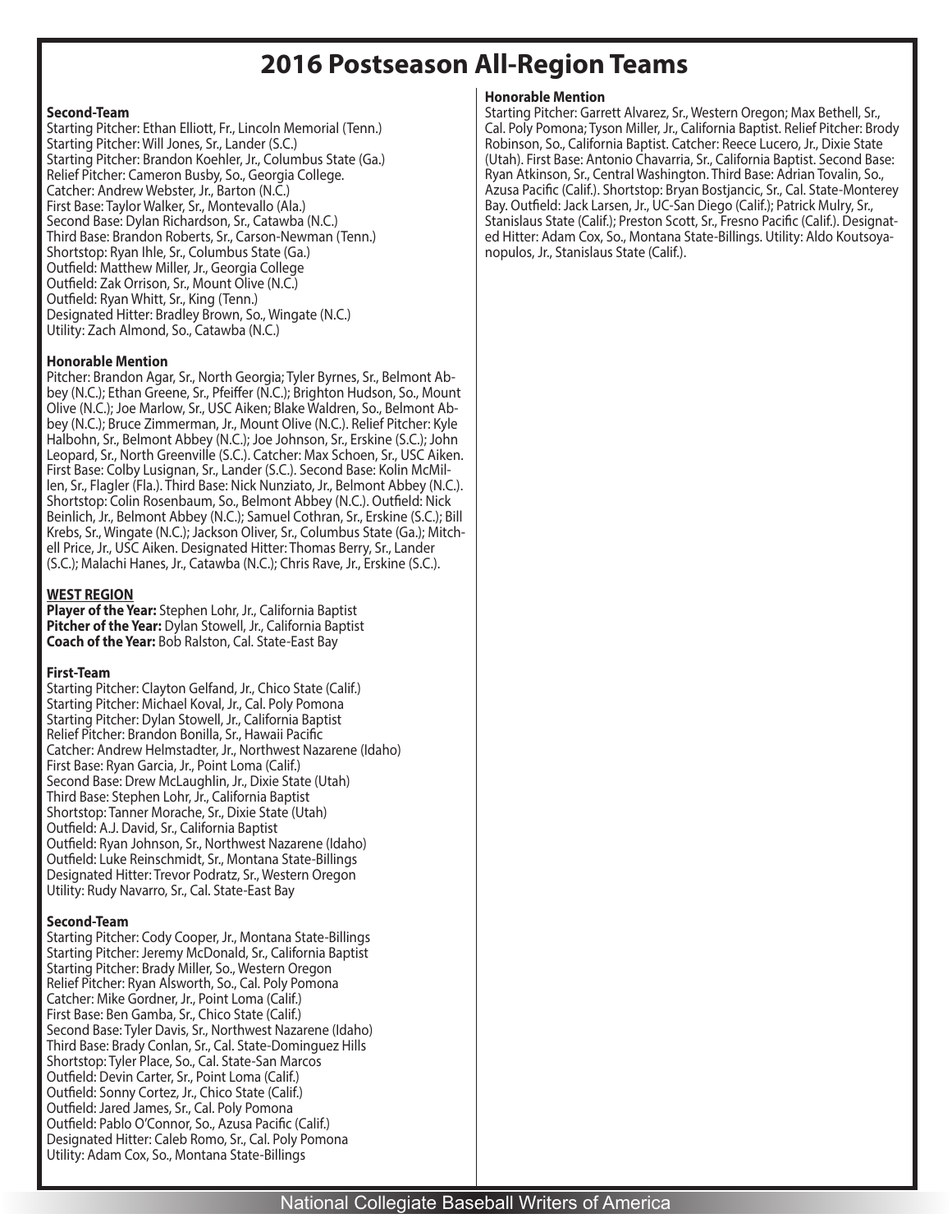# 2016 Postseason All-Region Teams

**Second-Team**

Starting Pitcher: Ethan Elliott, Fr., Lincoln Memorial (Tenn.)
Starting Pitcher: Will Jones, Sr., Lander (S.C.)
Starting Pitcher: Brandon Koehler, Jr., Columbus State (Ga.)
Relief Pitcher: Cameron Busby, So., Georgia College.
Catcher: Andrew Webster, Jr., Barton (N.C.)
First Base: Taylor Walker, Sr., Montevallo (Ala.)
Second Base: Dylan Richardson, Sr., Catawba (N.C.)
Third Base: Brandon Roberts, Sr., Carson-Newman (Tenn.)
Shortstop: Ryan Ihle, Sr., Columbus State (Ga.)
Outfield: Matthew Miller, Jr., Georgia College
Outfield: Zak Orrison, Sr., Mount Olive (N.C.)
Outfield: Ryan Whitt, Sr., King (Tenn.)
Designated Hitter: Bradley Brown, So., Wingate (N.C.)
Utility: Zach Almond, So., Catawba (N.C.)

**Honorable Mention**

Pitcher: Brandon Agar, Sr., North Georgia; Tyler Byrnes, Sr., Belmont Abbey (N.C.); Ethan Greene, Sr., Pfeiffer (N.C.); Brighton Hudson, So., Mount Olive (N.C.); Joe Marlow, Sr., USC Aiken; Blake Waldren, So., Belmont Abbey (N.C.); Bruce Zimmerman, Jr., Mount Olive (N.C.). Relief Pitcher: Kyle Halbohn, Sr., Belmont Abbey (N.C.); Joe Johnson, Sr., Erskine (S.C.); John Leopard, Sr., North Greenville (S.C.). Catcher: Max Schoen, Sr., USC Aiken. First Base: Colby Lusignan, Sr., Lander (S.C.). Second Base: Kolin McMillen, Sr., Flagler (Fla.). Third Base: Nick Nunziato, Jr., Belmont Abbey (N.C.). Shortstop: Colin Rosenbaum, So., Belmont Abbey (N.C.). Outfield: Nick Beinlich, Jr., Belmont Abbey (N.C.); Samuel Cothran, Sr., Erskine (S.C.); Bill Krebs, Sr., Wingate (N.C.); Jackson Oliver, Sr., Columbus State (Ga.); Mitchell Price, Jr., USC Aiken. Designated Hitter: Thomas Berry, Sr., Lander (S.C.); Malachi Hanes, Jr., Catawba (N.C.); Chris Rave, Jr., Erskine (S.C.).

## WEST REGION

**Player of the Year:** Stephen Lohr, Jr., California Baptist
**Pitcher of the Year:** Dylan Stowell, Jr., California Baptist
**Coach of the Year:** Bob Ralston, Cal. State-East Bay

**First-Team**

Starting Pitcher: Clayton Gelfand, Jr., Chico State (Calif.)
Starting Pitcher: Michael Koval, Jr., Cal. Poly Pomona
Starting Pitcher: Dylan Stowell, Jr., California Baptist
Relief Pitcher: Brandon Bonilla, Sr., Hawaii Pacific
Catcher: Andrew Helmstadter, Jr., Northwest Nazarene (Idaho)
First Base: Ryan Garcia, Jr., Point Loma (Calif.)
Second Base: Drew McLaughlin, Jr., Dixie State (Utah)
Third Base: Stephen Lohr, Jr., California Baptist
Shortstop: Tanner Morache, Sr., Dixie State (Utah)
Outfield: A.J. David, Sr., California Baptist
Outfield: Ryan Johnson, Sr., Northwest Nazarene (Idaho)
Outfield: Luke Reinschmidt, Sr., Montana State-Billings
Designated Hitter: Trevor Podratz, Sr., Western Oregon
Utility: Rudy Navarro, Sr., Cal. State-East Bay

**Second-Team**

Starting Pitcher: Cody Cooper, Jr., Montana State-Billings
Starting Pitcher: Jeremy McDonald, Sr., California Baptist
Starting Pitcher: Brady Miller, So., Western Oregon
Relief Pitcher: Ryan Alsworth, So., Cal. Poly Pomona
Catcher: Mike Gordner, Jr., Point Loma (Calif.)
First Base: Ben Gamba, Sr., Chico State (Calif.)
Second Base: Tyler Davis, Sr., Northwest Nazarene (Idaho)
Third Base: Brady Conlan, Sr., Cal. State-Dominguez Hills
Shortstop: Tyler Place, So., Cal. State-San Marcos
Outfield: Devin Carter, Sr., Point Loma (Calif.)
Outfield: Sonny Cortez, Jr., Chico State (Calif.)
Outfield: Jared James, Sr., Cal. Poly Pomona
Outfield: Pablo O'Connor, So., Azusa Pacific (Calif.)
Designated Hitter: Caleb Romo, Sr., Cal. Poly Pomona
Utility: Adam Cox, So., Montana State-Billings

**Honorable Mention**

Starting Pitcher: Garrett Alvarez, Sr., Western Oregon; Max Bethell, Sr., Cal. Poly Pomona; Tyson Miller, Jr., California Baptist. Relief Pitcher: Brody Robinson, So., California Baptist. Catcher: Reece Lucero, Jr., Dixie State (Utah). First Base: Antonio Chavarria, Sr., California Baptist. Second Base: Ryan Atkinson, Sr., Central Washington. Third Base: Adrian Tovalin, So., Azusa Pacific (Calif.). Shortstop: Bryan Bostjancic, Sr., Cal. State-Monterey Bay. Outfield: Jack Larsen, Jr., UC-San Diego (Calif.); Patrick Mulry, Sr., Stanislaus State (Calif.); Preston Scott, Sr., Fresno Pacific (Calif.). Designated Hitter: Adam Cox, So., Montana State-Billings. Utility: Aldo Koutsoyanopulos, Jr., Stanislaus State (Calif.).